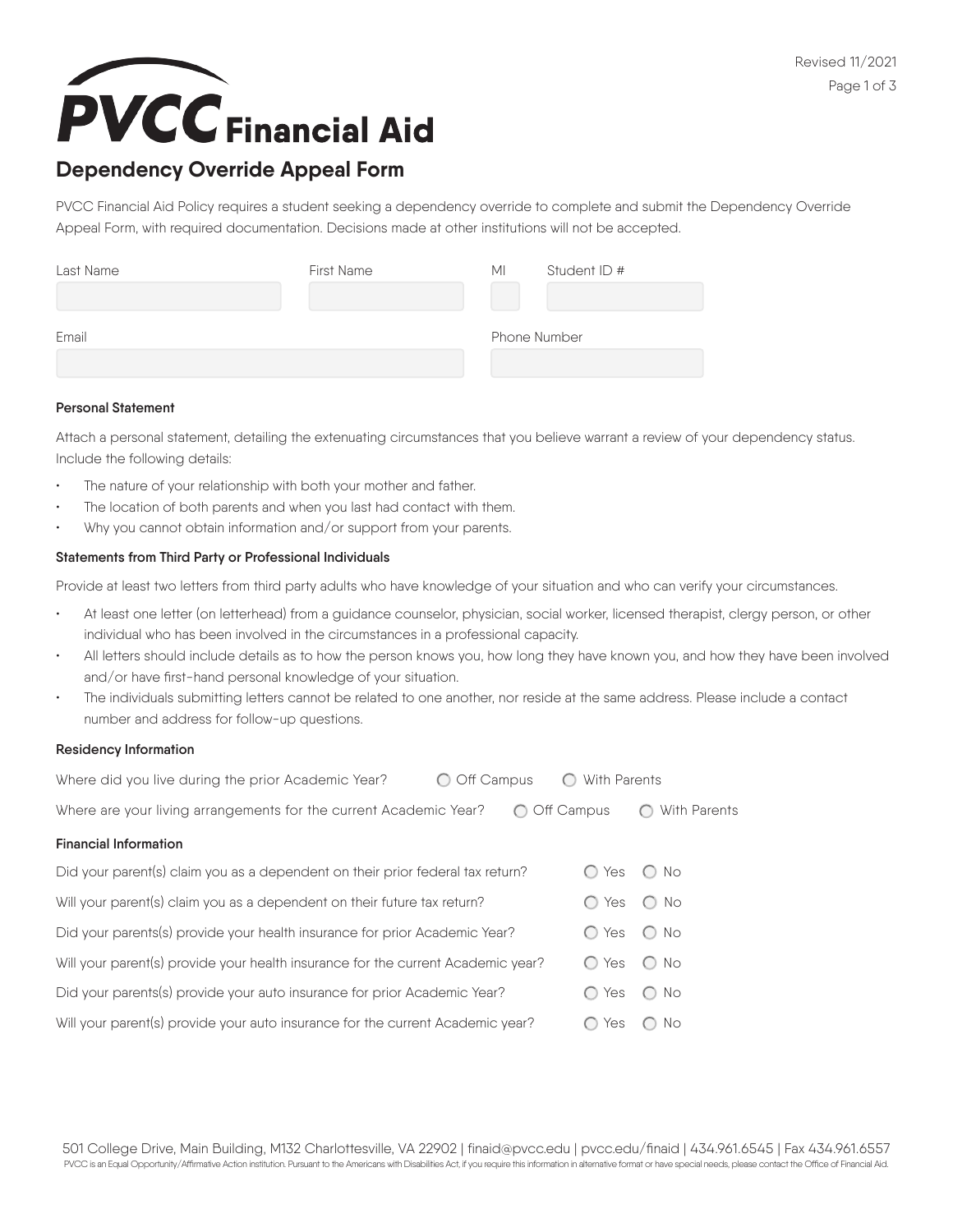# PVCC Financial Aid

## Dependency Override Appeal Form

PVCC Financial Aid Policy requires a student seeking a dependency override to complete and submit the Dependency Override Appeal Form, with required documentation. Decisions made at other institutions will not be accepted.

| Last Name | First Name | MI | Student ID # |
| --- | --- | --- | --- |
| | | | |

| Email | Phone Number |
| --- | --- |
| | |

**Personal Statement**

Attach a personal statement, detailing the extenuating circumstances that you believe warrant a review of your dependency status. Include the following details:

- The nature of your relationship with both your mother and father.
- The location of both parents and when you last had contact with them.
- Why you cannot obtain information and/or support from your parents.

**Statements from Third Party or Professional Individuals**

Provide at least two letters from third party adults who have knowledge of your situation and who can verify your circumstances.

- At least one letter (on letterhead) from a guidance counselor, physician, social worker, licensed therapist, clergy person, or other individual who has been involved in the circumstances in a professional capacity.
- All letters should include details as to how the person knows you, how long they have known you, and how they have been involved and/or have first-hand personal knowledge of your situation.
- The individuals submitting letters cannot be related to one another, nor reside at the same address. Please include a contact number and address for follow-up questions.

**Residency Information**

Where did you live during the prior Academic Year? ○ Off Campus ○ With Parents

Where are your living arrangements for the current Academic Year? ○ Off Campus ○ With Parents

**Financial Information**

Did your parent(s) claim you as a dependent on their prior federal tax return? ○ Yes ○ No

Will your parent(s) claim you as a dependent on their future tax return? ○ Yes ○ No

Did your parents(s) provide your health insurance for prior Academic Year? ○ Yes ○ No

Will your parent(s) provide your health insurance for the current Academic year? ○ Yes ○ No

Did your parents(s) provide your auto insurance for prior Academic Year? ○ Yes ○ No

Will your parent(s) provide your auto insurance for the current Academic year? ○ Yes ○ No

501 College Drive, Main Building, M132 Charlottesville, VA 22902 | finaid@pvcc.edu | pvcc.edu/finaid | 434.961.6545 | Fax 434.961.6557

PVCC is an Equal Opportunity/Affirmative Action institution. Pursuant to the Americans with Disabilities Act, if you require this information in alternative format or have special needs, please contact the Office of Financial Aid.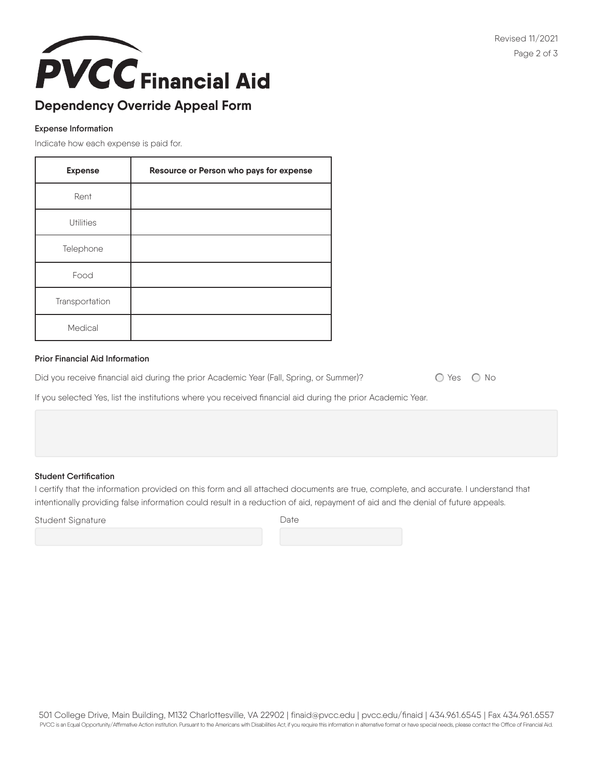# PVCC Financial Aid

## Dependency Override Appeal Form

### Expense Information

Indicate how each expense is paid for.

| Expense | Resource or Person who pays for expense |
| --- | --- |
| Rent | |
| Utilities | |
| Telephone | |
| Food | |
| Transportation | |
| Medical | |

### Prior Financial Aid Information

Did you receive financial aid during the prior Academic Year (Fall, Spring, or Summer)? ○ Yes ○ No

If you selected Yes, list the institutions where you received financial aid during the prior Academic Year.

### Student Certification

I certify that the information provided on this form and all attached documents are true, complete, and accurate. I understand that intentionally providing false information could result in a reduction of aid, repayment of aid and the denial of future appeals.

Student Signature

Date

501 College Drive, Main Building, M132 Charlottesville, VA 22902 | finaid@pvcc.edu | pvcc.edu/finaid | 434.961.6545 | Fax 434.961.6557

PVCC is an Equal Opportunity/Affirmative Action institution. Pursuant to the Americans with Disabilities Act, if you require this information in alternative format or have special needs, please contact the Office of Financial Aid.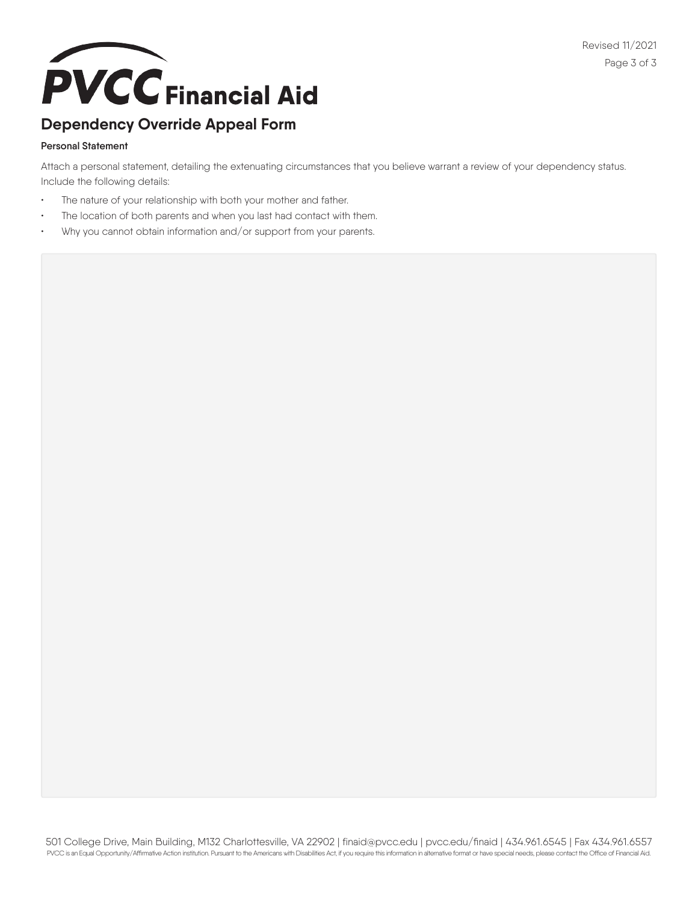# PVCC Financial Aid

## Dependency Override Appeal Form

**Personal Statement**

Attach a personal statement, detailing the extenuating circumstances that you believe warrant a review of your dependency status. Include the following details:

- The nature of your relationship with both your mother and father.
- The location of both parents and when you last had contact with them.
- Why you cannot obtain information and/or support from your parents.

501 College Drive, Main Building, M132 Charlottesville, VA 22902 | finaid@pvcc.edu | pvcc.edu/finaid | 434.961.6545 | Fax 434.961.6557

PVCC is an Equal Opportunity/Affirmative Action institution. Pursuant to the Americans with Disabilities Act, if you require this information in alternative format or have special needs, please contact the Office of Financial Aid.